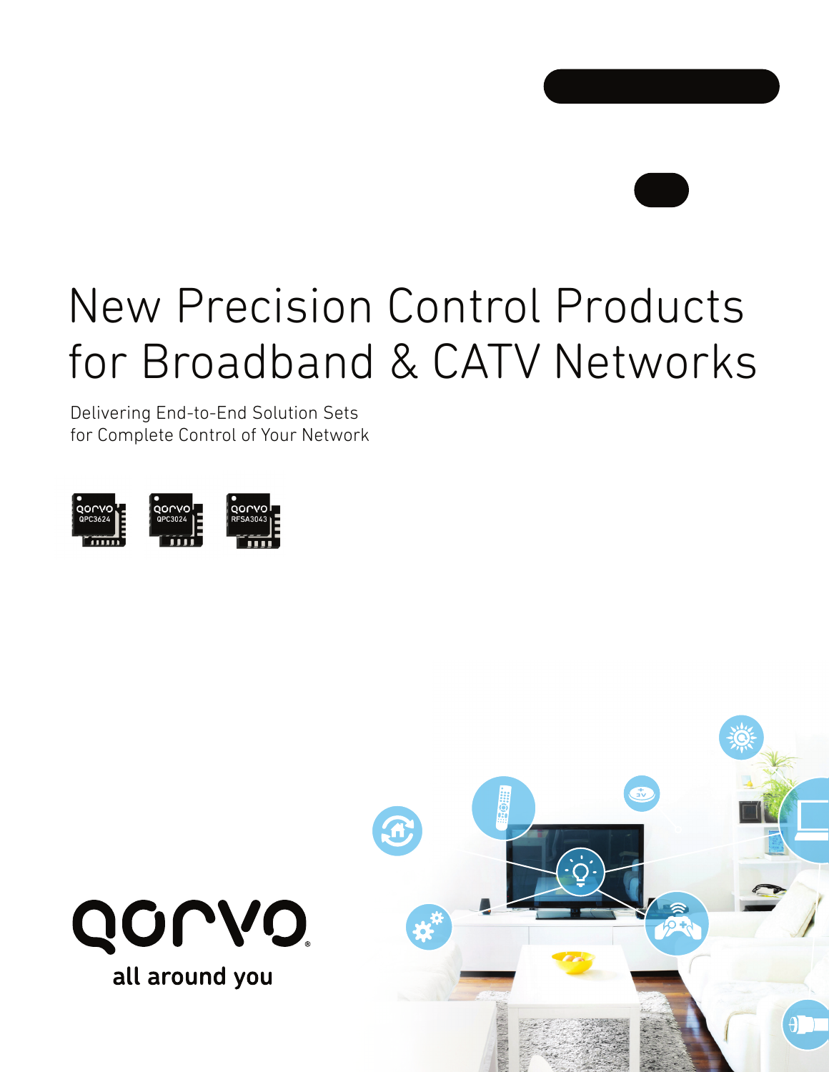# New Precision Control Products for Broadband & CATV Networks

Delivering End-to-End Solution Sets
for Complete Control of Your Network

QPC3624 QPC3024 RFSA3043

qorvo
all around you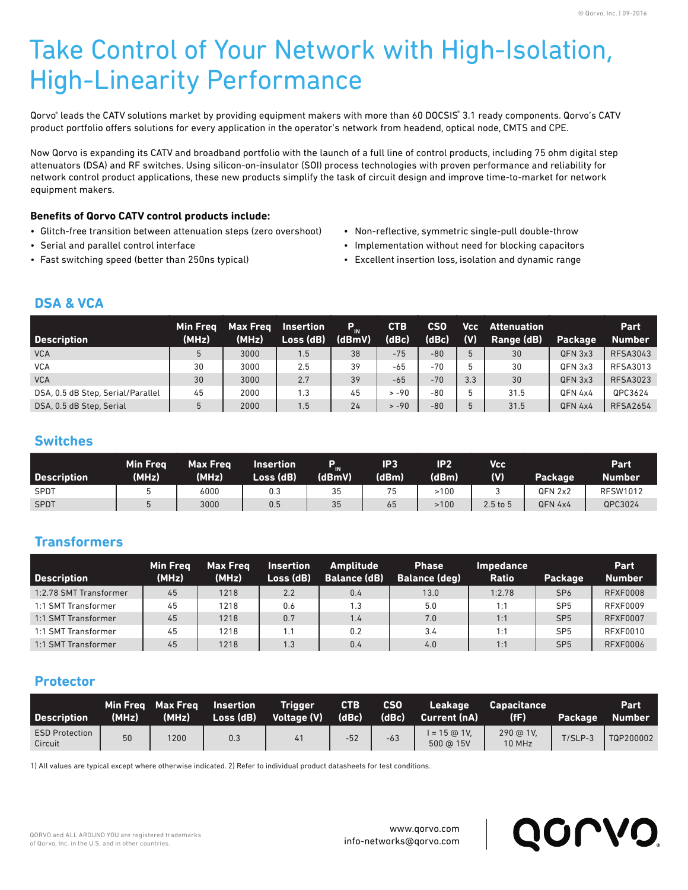# Take Control of Your Network with High-Isolation, High-Linearity Performance

Qorvo® leads the CATV solutions market by providing equipment makers with more than 60 DOCSIS® 3.1 ready components. Qorvo's CATV product portfolio offers solutions for every application in the operator's network from headend, optical node, CMTS and CPE.

Now Qorvo is expanding its CATV and broadband portfolio with the launch of a full line of control products, including 75 ohm digital step attenuators (DSA) and RF switches. Using silicon-on-insulator (SOI) process technologies with proven performance and reliability for network control product applications, these new products simplify the task of circuit design and improve time-to-market for network equipment makers.

**Benefits of Qorvo CATV control products include:**

- Glitch-free transition between attenuation steps (zero overshoot)
- Serial and parallel control interface
- Fast switching speed (better than 250ns typical)
- Non-reflective, symmetric single-pull double-throw
- Implementation without need for blocking capacitors
- Excellent insertion loss, isolation and dynamic range

## DSA & VCA

| Description | Min Freq (MHz) | Max Freq (MHz) | Insertion Loss (dB) | $P_{IN}$ (dBmV) | CTB (dBc) | CSO (dBc) | Vcc (V) | Attenuation Range (dB) | Package | Part Number |
|---|---|---|---|---|---|---|---|---|---|---|
| VCA | 5 | 3000 | 1.5 | 38 | -75 | -80 | 5 | 30 | QFN 3x3 | RFSA3043 |
| VCA | 30 | 3000 | 2.5 | 39 | -65 | -70 | 5 | 30 | QFN 3x3 | RFSA3013 |
| VCA | 30 | 3000 | 2.7 | 39 | -65 | -70 | 3.3 | 30 | QFN 3x3 | RFSA3023 |
| DSA, 0.5 dB Step, Serial/Parallel | 45 | 2000 | 1.3 | 45 | > -90 | -80 | 5 | 31.5 | QFN 4x4 | QPC3624 |
| DSA, 0.5 dB Step, Serial | 5 | 2000 | 1.5 | 24 | > -90 | -80 | 5 | 31.5 | QFN 4x4 | RFSA2654 |

## Switches

| Description | Min Freq (MHz) | Max Freq (MHz) | Insertion Loss (dB) | $P_{IN}$ (dBmV) | IP3 (dBm) | IP2 (dBm) | Vcc (V) | Package | Part Number |
|---|---|---|---|---|---|---|---|---|---|
| SPDT | 5 | 6000 | 0.3 | 35 | 75 | >100 | 3 | QFN 2x2 | RFSW1012 |
| SPDT | 5 | 3000 | 0.5 | 35 | 65 | >100 | 2.5 to 5 | QFN 4x4 | QPC3024 |

## Transformers

| Description | Min Freq (MHz) | Max Freq (MHz) | Insertion Loss (dB) | Amplitude Balance (dB) | Phase Balance (deg) | Impedance Ratio | Package | Part Number |
|---|---|---|---|---|---|---|---|---|
| 1:2.78 SMT Transformer | 45 | 1218 | 2.2 | 0.4 | 13.0 | 1:2.78 | SP6 | RFXF0008 |
| 1:1 SMT Transformer | 45 | 1218 | 0.6 | 1.3 | 5.0 | 1:1 | SP5 | RFXF0009 |
| 1:1 SMT Transformer | 45 | 1218 | 0.7 | 1.4 | 7.0 | 1:1 | SP5 | RFXF0007 |
| 1:1 SMT Transformer | 45 | 1218 | 1.1 | 0.2 | 3.4 | 1:1 | SP5 | RFXF0010 |
| 1:1 SMT Transformer | 45 | 1218 | 1.3 | 0.4 | 4.0 | 1:1 | SP5 | RFXF0006 |

## Protector

| Description | Min Freq (MHz) | Max Freq (MHz) | Insertion Loss (dB) | Trigger Voltage (V) | CTB (dBc) | CSO (dBc) | Leakage Current (nA) | Capacitance (fF) | Package | Part Number |
|---|---|---|---|---|---|---|---|---|---|---|
| ESD Protection Circuit | 50 | 1200 | 0.3 | 41 | -52 | -63 | I = 15 @ 1V, 500 @ 15V | 290 @ 1V, 10 MHz | T/SLP-3 | TQP200002 |

1) All values are typical except where otherwise indicated. 2) Refer to individual product datasheets for test conditions.

QORVO and ALL AROUND YOU are registered trademarks of Qorvo, Inc. in the U.S. and in other countries.

www.qorvo.com
info-networks@qorvo.com